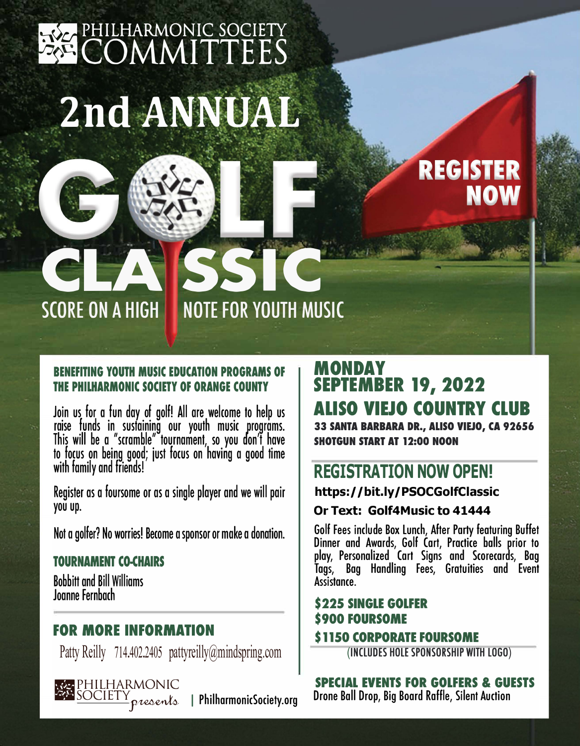# PHILHARMONIC SOCIETY COMMITTEES

# 2nd ANNUAL GOLF CLASSIC

## SCORE ON A HIGH NOTE FOR YOUTH MUSIC

**REGISTER NOW**

### BENEFITING YOUTH MUSIC EDUCATION PROGRAMS OF THE PHILHARMONIC SOCIETY OF ORANGE COUNTY

Join us for a fun day of golf! All are welcome to help us raise funds in sustaining our youth music programs. This will be a "scramble" tournament, so you don't have to focus on being good; just focus on having a good time with family and friends!

Register as a foursome or as a single player and we will pair you up.

Not a golfer? No worries! Become a sponsor or make a donation.

### TOURNAMENT CO-CHAIRS

Bobbitt and Bill Williams
Joanne Fernbach

### FOR MORE INFORMATION

Patty Reilly 714.402.2405 pattyreilly@mindspring.com

PHILHARMONIC SOCIETY *presents* | PhilharmonicSociety.org

## MONDAY SEPTEMBER 19, 2022

## ALISO VIEJO COUNTRY CLUB

**33 SANTA BARBARA DR., ALISO VIEJO, CA 92656**

**SHOTGUN START AT 12:00 NOON**

## REGISTRATION NOW OPEN!

**https://bit.ly/PSOCGolfClassic**

**Or Text: Golf4Music to 41444**

Golf Fees include Box Lunch, After Party featuring Buffet Dinner and Awards, Golf Cart, Practice balls prior to play, Personalized Cart Signs and Scorecards, Bag Tags, Bag Handling Fees, Gratuities and Event Assistance.

**$225 SINGLE GOLFER**
**$900 FOURSOME**
**$1150 CORPORATE FOURSOME**
(INCLUDES HOLE SPONSORSHIP WITH LOGO)

### SPECIAL EVENTS FOR GOLFERS & GUESTS

Drone Ball Drop, Big Board Raffle, Silent Auction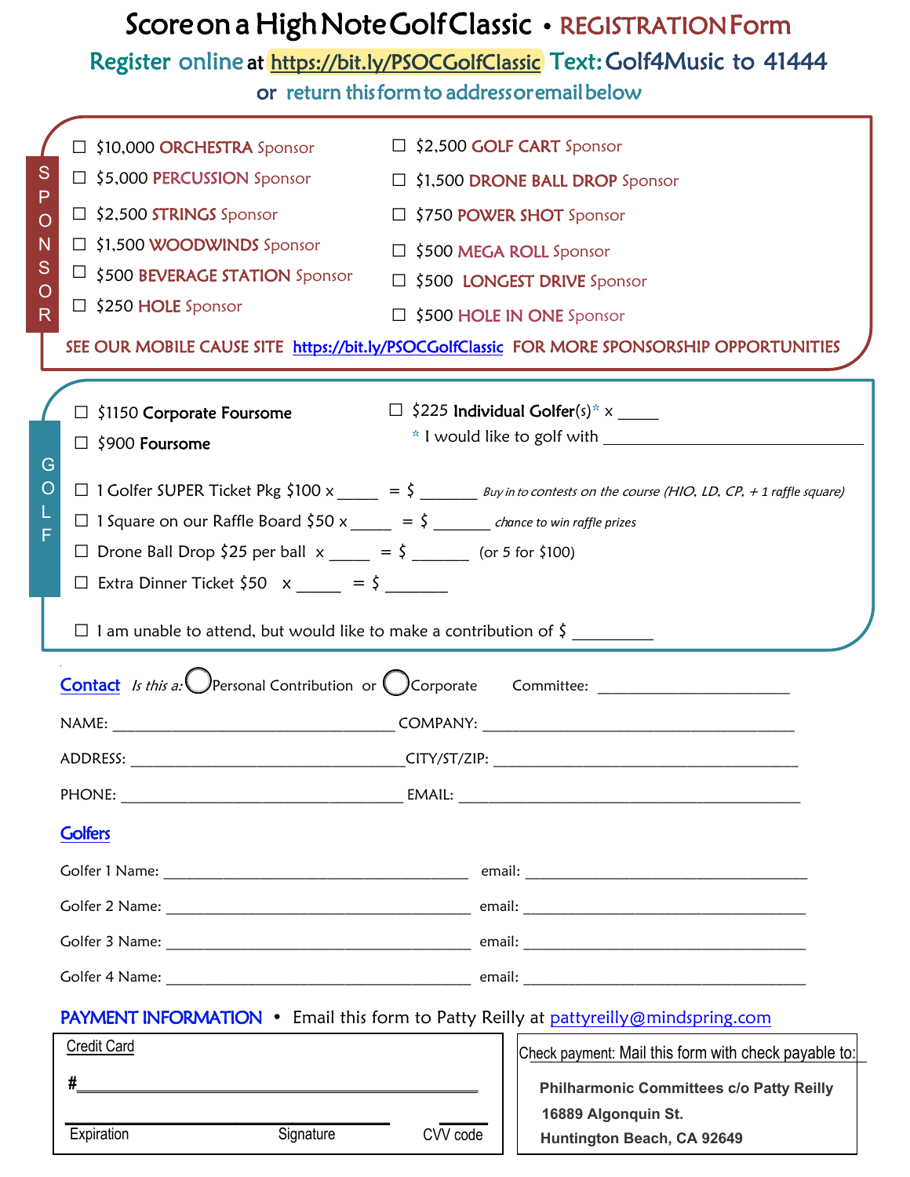# Score on a High Note Golf Classic • REGISTRATION Form

**Register online at https://bit.ly/PSOCGolfClassic Text: Golf4Music to 41444**

**or return this form to address or email below**

## SPONSOR

- ☐ $10,000 **ORCHESTRA** Sponsor
- ☐ $5,000 **PERCUSSION** Sponsor
- ☐ $2,500 **STRINGS** Sponsor
- ☐ $1,500 **WOODWINDS** Sponsor
- ☐ $500 **BEVERAGE STATION** Sponsor
- ☐ $250 **HOLE** Sponsor
- ☐ $2,500 **GOLF CART** Sponsor
- ☐ $1,500 **DRONE BALL DROP** Sponsor
- ☐ $750 **POWER SHOT** Sponsor
- ☐ $500 **MEGA ROLL** Sponsor
- ☐ $500 **LONGEST DRIVE** Sponsor
- ☐ $500 **HOLE IN ONE** Sponsor

SEE OUR MOBILE CAUSE SITE https://bit.ly/PSOCGolfClassic FOR MORE SPONSORSHIP OPPORTUNITIES

## GOLF

- ☐ $1150 **Corporate Foursome**
- ☐ $900 **Foursome**
- ☐ $225 **Individual Golfer**(s)* x _____
  - * I would like to golf with ______________________________
- ☐ 1 Golfer SUPER Ticket Pkg $100 x _____ = $ _______ *Buy in to contests on the course (HIO, LD, CP, + 1 raffle square)*
- ☐ 1 Square on our Raffle Board $50 x _____ = $ _______ *chance to win raffle prizes*
- ☐ Drone Ball Drop $25 per ball x _____ = $ _______ (or 5 for $100)
- ☐ Extra Dinner Ticket $50 x _____ = $ _______
- ☐ I am unable to attend, but would like to make a contribution of $ _________

## Contact

*Is this a:* ◯ Personal Contribution or ◯ Corporate    Committee: ________________________

NAME: ___________________________________ COMPANY: ______________________________________

ADDRESS: _________________________________ CITY/ST/ZIP: _____________________________________

PHONE: ___________________________________ EMAIL: __________________________________________

## Golfers

Golfer 1 Name: _____________________________________ email: ___________________________________

Golfer 2 Name: _____________________________________ email: ___________________________________

Golfer 3 Name: _____________________________________ email: ___________________________________

Golfer 4 Name: _____________________________________ email: ___________________________________

## PAYMENT INFORMATION • Email this form to Patty Reilly at pattyreilly@mindspring.com

**Credit Card**

#_________________________________________________

_______________________________________ ______

Expiration    Signature    CVV code

**Check payment: Mail this form with check payable to:**

**Philharmonic Committees c/o Patty Reilly**
**16889 Algonquin St.**
**Huntington Beach, CA 92649**